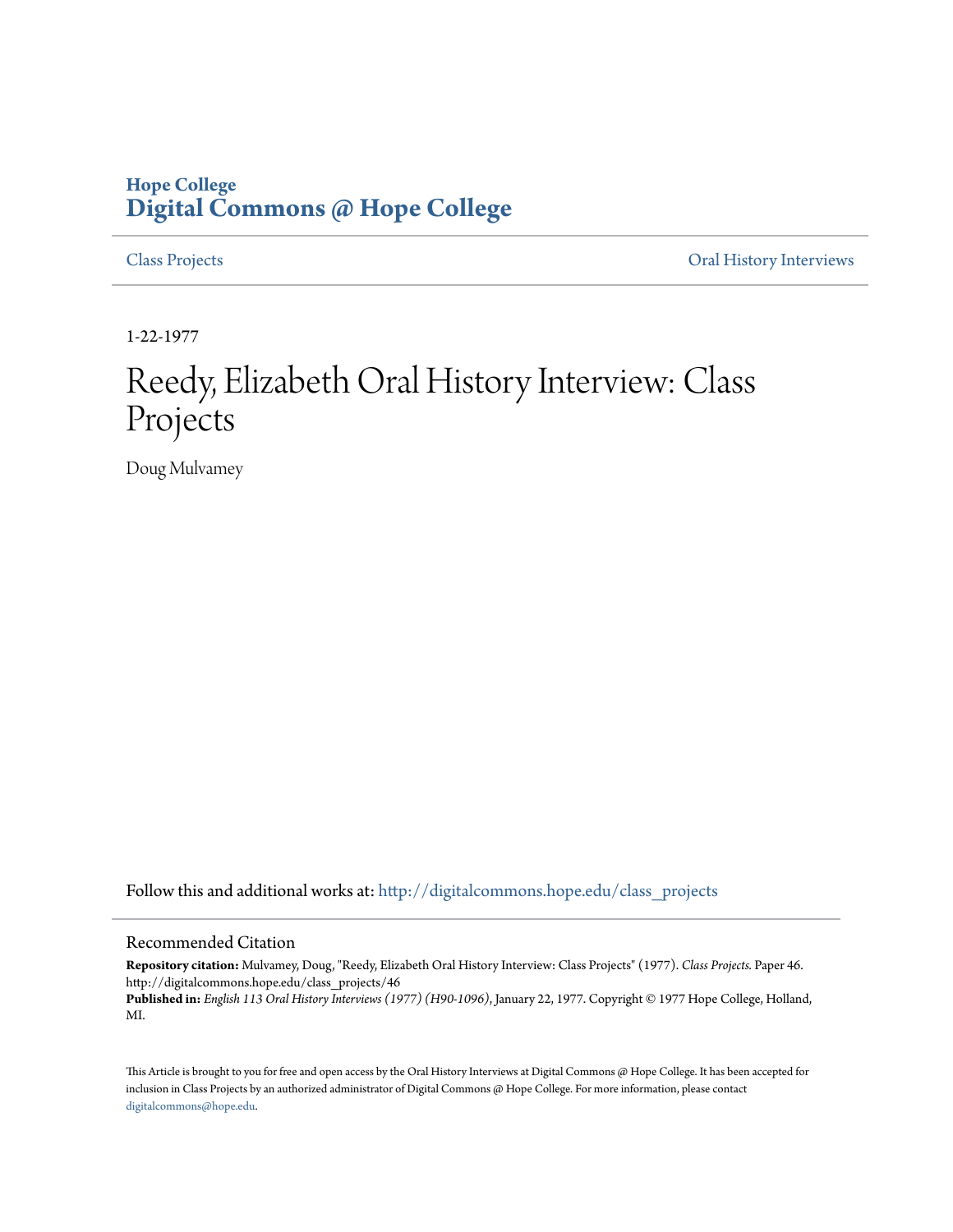**Hope College**
**Digital Commons @ Hope College**

Class Projects | Oral History Interviews

1-22-1977

# Reedy, Elizabeth Oral History Interview: Class Projects

Doug Mulvamey

Follow this and additional works at: http://digitalcommons.hope.edu/class_projects

## Recommended Citation

**Repository citation:** Mulvamey, Doug, "Reedy, Elizabeth Oral History Interview: Class Projects" (1977). *Class Projects.* Paper 46. http://digitalcommons.hope.edu/class_projects/46
**Published in:** *English 113 Oral History Interviews (1977) (H90-1096)*, January 22, 1977. Copyright © 1977 Hope College, Holland, MI.

This Article is brought to you for free and open access by the Oral History Interviews at Digital Commons @ Hope College. It has been accepted for inclusion in Class Projects by an authorized administrator of Digital Commons @ Hope College. For more information, please contact digitalcommons@hope.edu.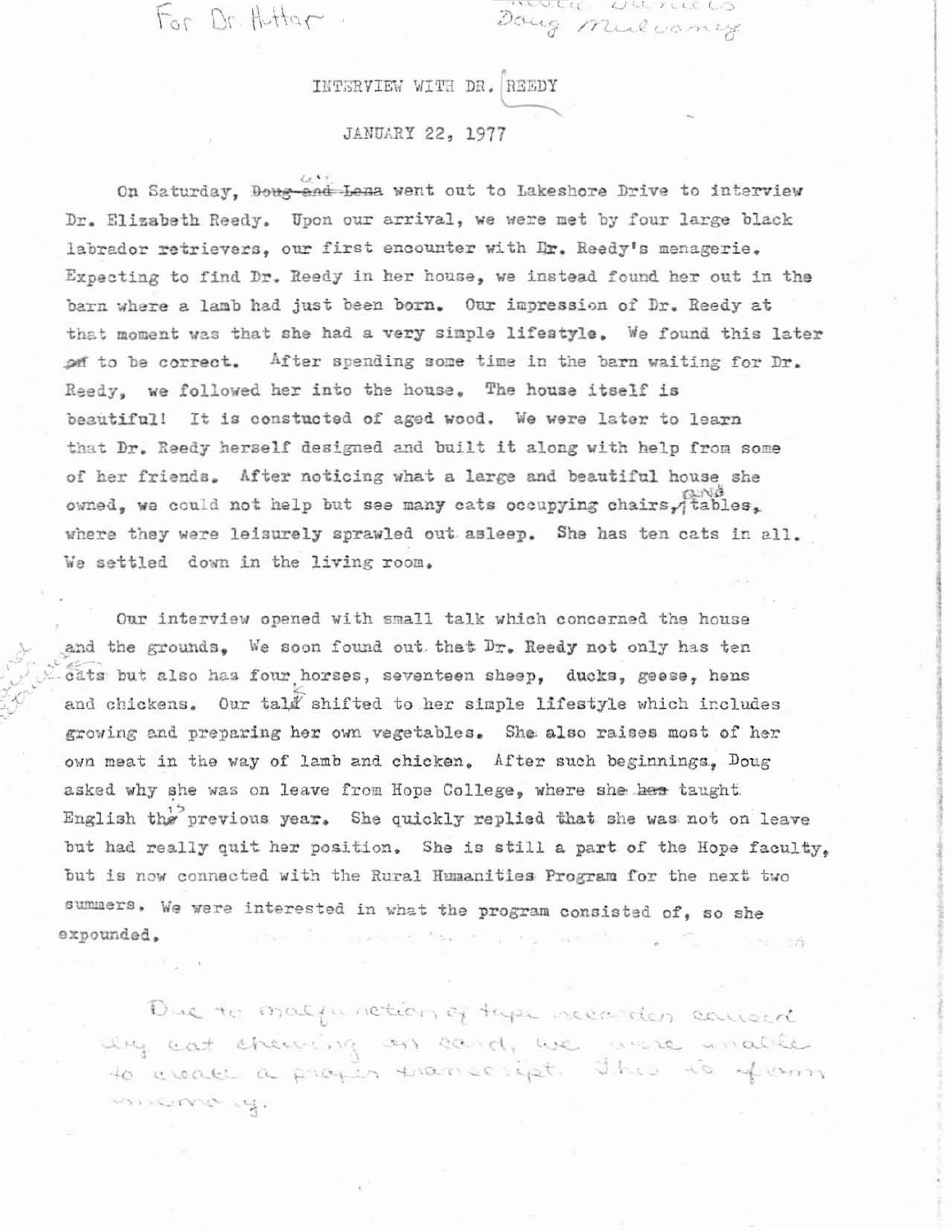For Dr. Huttar

Doug Mulvaney

INTERVIEW WITH DR. REEDY

JANUARY 22, 1977

On Saturday, we went out to Lakeshore Drive to interview Dr. Elizabeth Reedy. Upon our arrival, we were met by four large black labrador retrievers, our first encounter with Dr. Reedy's menagerie. Expecting to find Dr. Reedy in her house, we instead found her out in the barn where a lamb had just been born. Our impression of Dr. Reedy at that moment was that she had a very simple lifestyle. We found this later to be correct. After spending some time in the barn waiting for Dr. Reedy, we followed her into the house. The house itself is beautiful! It is constucted of aged wood. We were later to learn that Dr. Reedy herself designed and built it along with help from some of her friends. After noticing what a large and beautiful house she owned, we could not help but see many cats occupying chairs and tables, where they were leisurely sprawled out asleep. She has ten cats in all. We settled down in the living room.

Our interview opened with small talk which concerned the house and the grounds. We soon found out that Dr. Reedy not only has ten cats but also has four horses, seventeen sheep, ducks, geese, hens and chickens. Our talk shifted to her simple lifestyle which includes growing and preparing her own vegetables. She also raises most of her own meat in the way of lamb and chicken. After such beginnings, Doug asked why she was on leave from Hope College, where she taught English the previous year. She quickly replied that she was not on leave but had really quit her position. She is still a part of the Hope faculty, but is now connected with the Rural Humanities Program for the next two summers. We were interested in what the program consisted of, so she expounded.

Due to malfunction of tape recorder caused by cat chewing on cord, we were unable to create a proper transcript. This is from memory.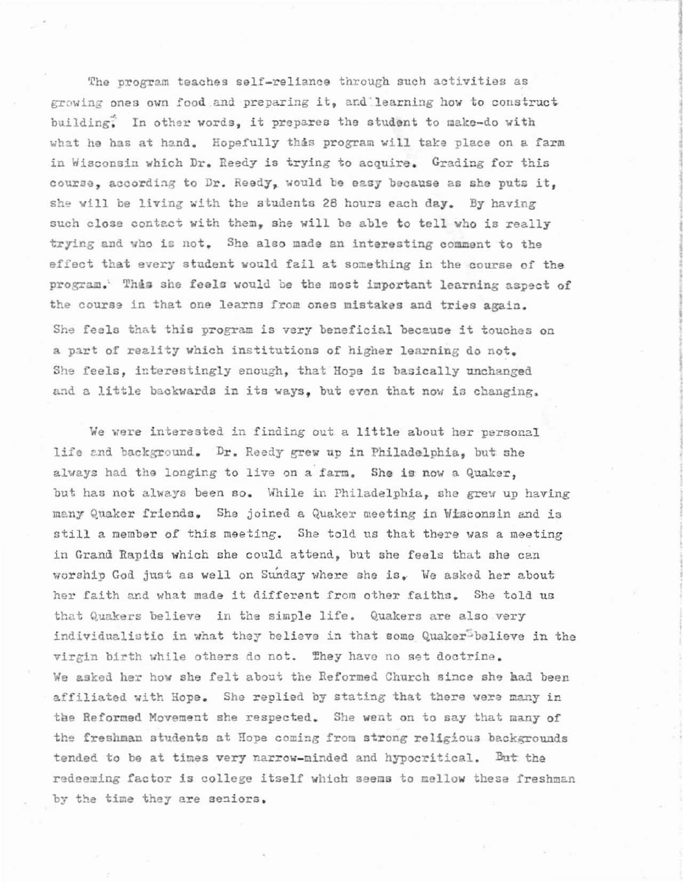The program teaches self-reliance through such activities as growing ones own food and preparing it, and learning how to construct building. In other words, it prepares the student to make-do with what he has at hand. Hopefully this program will take place on a farm in Wisconsin which Dr. Reedy is trying to acquire. Grading for this course, according to Dr. Reedy, would be easy because as she puts it, she will be living with the students 28 hours each day. By having such close contact with them, she will be able to tell who is really trying and who is not. She also made an interesting comment to the effect that every student would fail at something in the course of the program. This she feels would be the most important learning aspect of the course in that one learns from ones mistakes and tries again. She feels that this program is very beneficial because it touches on a part of reality which institutions of higher learning do not. She feels, interestingly enough, that Hope is basically unchanged and a little backwards in its ways, but even that now is changing.

We were interested in finding out a little about her personal life and background. Dr. Reedy grew up in Philadelphia, but she always had the longing to live on a farm. She is now a Quaker, but has not always been so. While in Philadelphia, she grew up having many Quaker friends. She joined a Quaker meeting in Wisconsin and is still a member of this meeting. She told us that there was a meeting in Grand Rapids which she could attend, but she feels that she can worship God just as well on Sunday where she is. We asked her about her faith and what made it different from other faiths. She told us that Quakers believe in the simple life. Quakers are also very individualistic in what they believe in that some Quaker believe in the virgin birth while others do not. They have no set doctrine. We asked her how she felt about the Reformed Church since she had been affiliated with Hope. She replied by stating that there were many in the Reformed Movement she respected. She went on to say that many of the freshman students at Hope coming from strong religious backgrounds tended to be at times very narrow-minded and hypocritical. But the redeeming factor is college itself which seems to mellow these freshman by the time they are seniors.